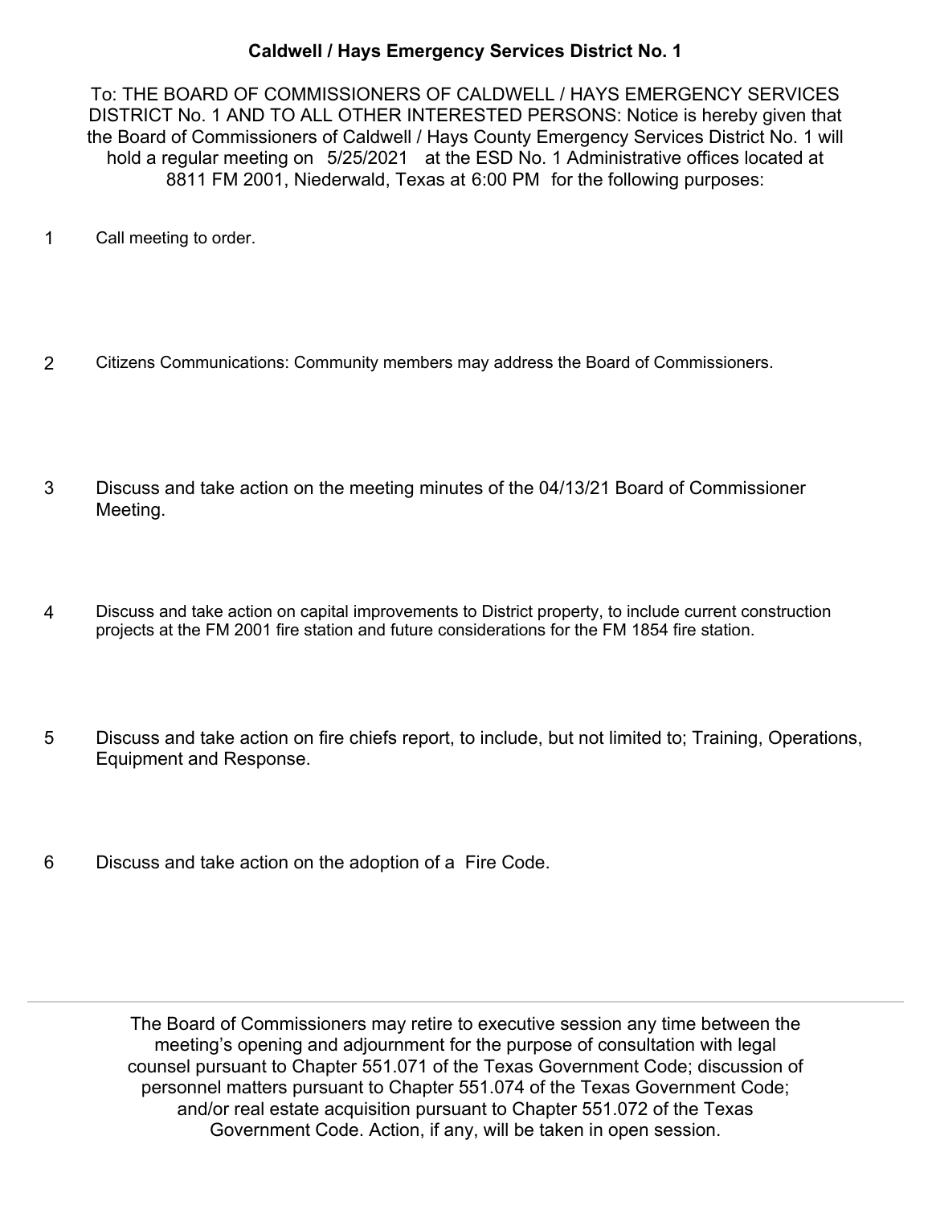# Caldwell / Hays Emergency Services District No. 1

To: THE BOARD OF COMMISSIONERS OF CALDWELL / HAYS EMERGENCY SERVICES DISTRICT No. 1 AND TO ALL OTHER INTERESTED PERSONS: Notice is hereby given that the Board of Commissioners of Caldwell / Hays County Emergency Services District No. 1 will hold a regular meeting on 5/25/2021 at the ESD No. 1 Administrative offices located at 8811 FM 2001, Niederwald, Texas at 6:00 PM for the following purposes:

1. Call meeting to order.

2. Citizens Communications: Community members may address the Board of Commissioners.

3. Discuss and take action on the meeting minutes of the 04/13/21 Board of Commissioner Meeting.

4. Discuss and take action on capital improvements to District property, to include current construction projects at the FM 2001 fire station and future considerations for the FM 1854 fire station.

5. Discuss and take action on fire chiefs report, to include, but not limited to; Training, Operations, Equipment and Response.

6. Discuss and take action on the adoption of a Fire Code.

---

The Board of Commissioners may retire to executive session any time between the meeting's opening and adjournment for the purpose of consultation with legal counsel pursuant to Chapter 551.071 of the Texas Government Code; discussion of personnel matters pursuant to Chapter 551.074 of the Texas Government Code; and/or real estate acquisition pursuant to Chapter 551.072 of the Texas Government Code. Action, if any, will be taken in open session.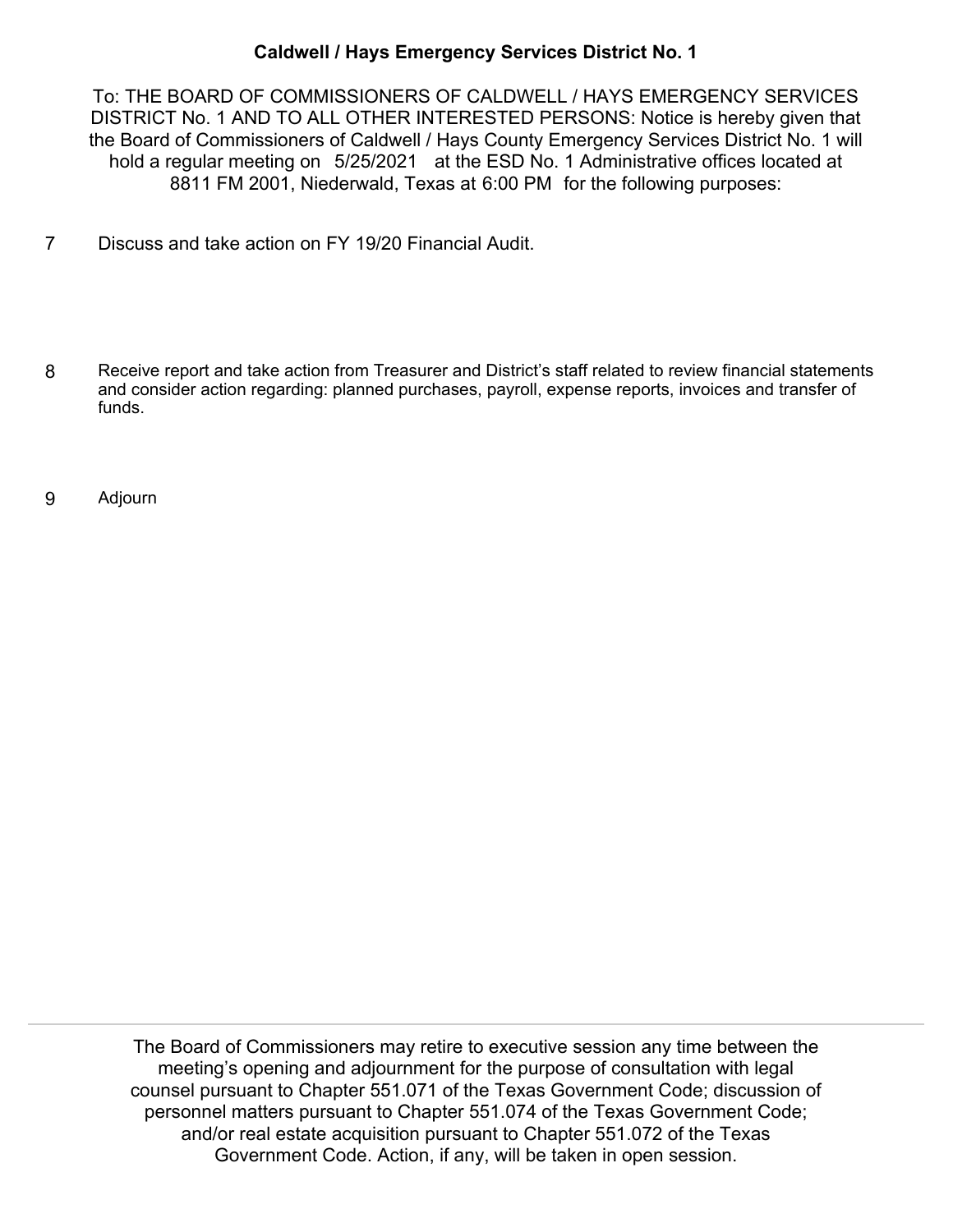**Caldwell / Hays Emergency Services District No. 1**

To: THE BOARD OF COMMISSIONERS OF CALDWELL / HAYS EMERGENCY SERVICES DISTRICT No. 1 AND TO ALL OTHER INTERESTED PERSONS: Notice is hereby given that the Board of Commissioners of Caldwell / Hays County Emergency Services District No. 1 will hold a regular meeting on 5/25/2021 at the ESD No. 1 Administrative offices located at 8811 FM 2001, Niederwald, Texas at 6:00 PM for the following purposes:

7 Discuss and take action on FY 19/20 Financial Audit.

8 Receive report and take action from Treasurer and District's staff related to review financial statements and consider action regarding: planned purchases, payroll, expense reports, invoices and transfer of funds.

9 Adjourn

---

The Board of Commissioners may retire to executive session any time between the meeting's opening and adjournment for the purpose of consultation with legal counsel pursuant to Chapter 551.071 of the Texas Government Code; discussion of personnel matters pursuant to Chapter 551.074 of the Texas Government Code; and/or real estate acquisition pursuant to Chapter 551.072 of the Texas Government Code. Action, if any, will be taken in open session.